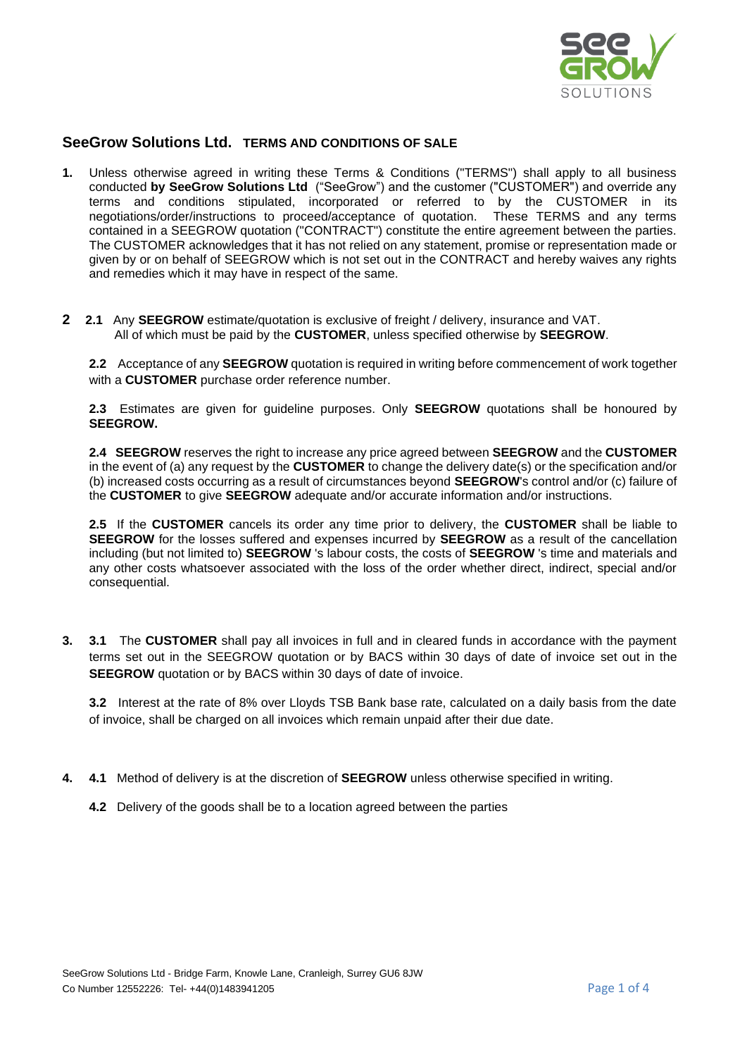## SeeGrow Solutions Ltd. TERMS AND CONDITIONS OF SALE

**1.** Unless otherwise agreed in writing these Terms & Conditions ("TERMS") shall apply to all business conducted **by SeeGrow Solutions Ltd** ("SeeGrow") and the customer ("CUSTOMER") and override any terms and conditions stipulated, incorporated or referred to by the CUSTOMER in its negotiations/order/instructions to proceed/acceptance of quotation. These TERMS and any terms contained in a SEEGROW quotation ("CONTRACT") constitute the entire agreement between the parties. The CUSTOMER acknowledges that it has not relied on any statement, promise or representation made or given by or on behalf of SEEGROW which is not set out in the CONTRACT and hereby waives any rights and remedies which it may have in respect of the same.

**2** **2.1** Any **SEEGROW** estimate/quotation is exclusive of freight / delivery, insurance and VAT. All of which must be paid by the **CUSTOMER**, unless specified otherwise by **SEEGROW**.

**2.2** Acceptance of any **SEEGROW** quotation is required in writing before commencement of work together with a **CUSTOMER** purchase order reference number.

**2.3** Estimates are given for guideline purposes. Only **SEEGROW** quotations shall be honoured by **SEEGROW.**

**2.4** **SEEGROW** reserves the right to increase any price agreed between **SEEGROW** and the **CUSTOMER** in the event of (a) any request by the **CUSTOMER** to change the delivery date(s) or the specification and/or (b) increased costs occurring as a result of circumstances beyond **SEEGROW**'s control and/or (c) failure of the **CUSTOMER** to give **SEEGROW** adequate and/or accurate information and/or instructions.

**2.5** If the **CUSTOMER** cancels its order any time prior to delivery, the **CUSTOMER** shall be liable to **SEEGROW** for the losses suffered and expenses incurred by **SEEGROW** as a result of the cancellation including (but not limited to) **SEEGROW** 's labour costs, the costs of **SEEGROW** 's time and materials and any other costs whatsoever associated with the loss of the order whether direct, indirect, special and/or consequential.

**3.** **3.1** The **CUSTOMER** shall pay all invoices in full and in cleared funds in accordance with the payment terms set out in the SEEGROW quotation or by BACS within 30 days of date of invoice set out in the **SEEGROW** quotation or by BACS within 30 days of date of invoice.

**3.2** Interest at the rate of 8% over Lloyds TSB Bank base rate, calculated on a daily basis from the date of invoice, shall be charged on all invoices which remain unpaid after their due date.

**4.** **4.1** Method of delivery is at the discretion of **SEEGROW** unless otherwise specified in writing.

**4.2** Delivery of the goods shall be to a location agreed between the parties

SeeGrow Solutions Ltd - Bridge Farm, Knowle Lane, Cranleigh, Surrey GU6 8JW
Co Number 12552226: Tel- +44(0)1483941205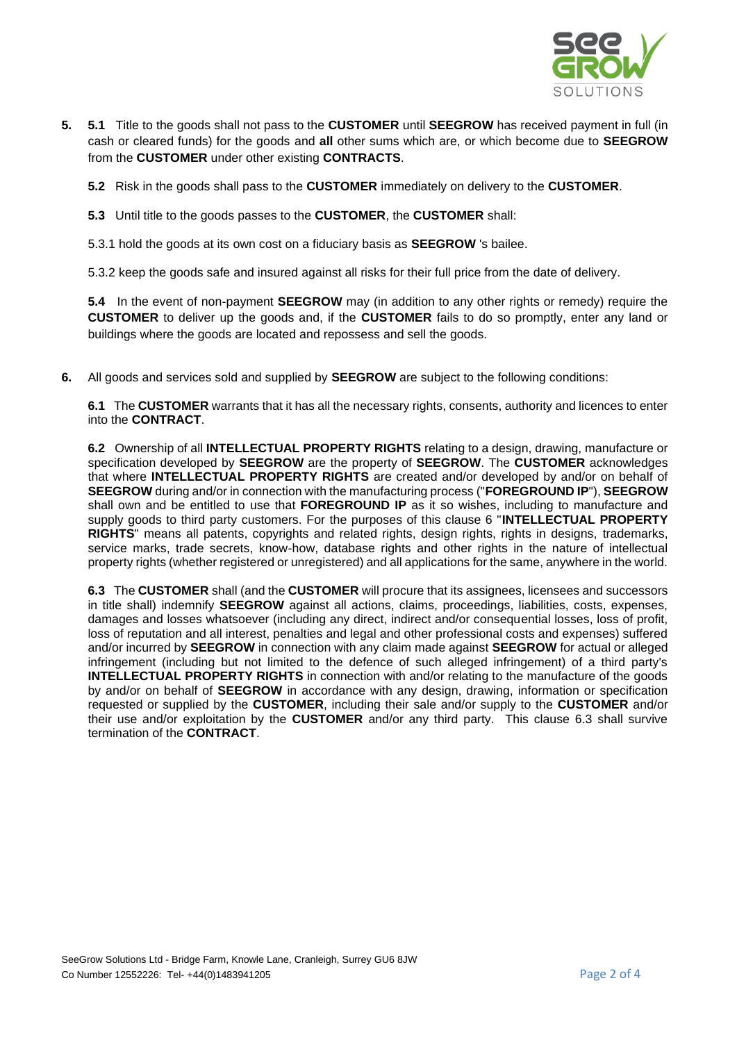**5.** **5.1** Title to the goods shall not pass to the **CUSTOMER** until **SEEGROW** has received payment in full (in cash or cleared funds) for the goods and **all** other sums which are, or which become due to **SEEGROW** from the **CUSTOMER** under other existing **CONTRACTS**.

**5.2** Risk in the goods shall pass to the **CUSTOMER** immediately on delivery to the **CUSTOMER**.

**5.3** Until title to the goods passes to the **CUSTOMER**, the **CUSTOMER** shall:

5.3.1 hold the goods at its own cost on a fiduciary basis as **SEEGROW** 's bailee.

5.3.2 keep the goods safe and insured against all risks for their full price from the date of delivery.

**5.4** In the event of non-payment **SEEGROW** may (in addition to any other rights or remedy) require the **CUSTOMER** to deliver up the goods and, if the **CUSTOMER** fails to do so promptly, enter any land or buildings where the goods are located and repossess and sell the goods.

**6.** All goods and services sold and supplied by **SEEGROW** are subject to the following conditions:

**6.1** The **CUSTOMER** warrants that it has all the necessary rights, consents, authority and licences to enter into the **CONTRACT**.

**6.2** Ownership of all **INTELLECTUAL PROPERTY RIGHTS** relating to a design, drawing, manufacture or specification developed by **SEEGROW** are the property of **SEEGROW**. The **CUSTOMER** acknowledges that where **INTELLECTUAL PROPERTY RIGHTS** are created and/or developed by and/or on behalf of **SEEGROW** during and/or in connection with the manufacturing process ("**FOREGROUND IP**"), **SEEGROW** shall own and be entitled to use that **FOREGROUND IP** as it so wishes, including to manufacture and supply goods to third party customers. For the purposes of this clause 6 "**INTELLECTUAL PROPERTY RIGHTS**" means all patents, copyrights and related rights, design rights, rights in designs, trademarks, service marks, trade secrets, know-how, database rights and other rights in the nature of intellectual property rights (whether registered or unregistered) and all applications for the same, anywhere in the world.

**6.3** The **CUSTOMER** shall (and the **CUSTOMER** will procure that its assignees, licensees and successors in title shall) indemnify **SEEGROW** against all actions, claims, proceedings, liabilities, costs, expenses, damages and losses whatsoever (including any direct, indirect and/or consequential losses, loss of profit, loss of reputation and all interest, penalties and legal and other professional costs and expenses) suffered and/or incurred by **SEEGROW** in connection with any claim made against **SEEGROW** for actual or alleged infringement (including but not limited to the defence of such alleged infringement) of a third party's **INTELLECTUAL PROPERTY RIGHTS** in connection with and/or relating to the manufacture of the goods by and/or on behalf of **SEEGROW** in accordance with any design, drawing, information or specification requested or supplied by the **CUSTOMER**, including their sale and/or supply to the **CUSTOMER** and/or their use and/or exploitation by the **CUSTOMER** and/or any third party. This clause 6.3 shall survive termination of the **CONTRACT**.

SeeGrow Solutions Ltd - Bridge Farm, Knowle Lane, Cranleigh, Surrey GU6 8JW
Co Number 12552226: Tel- +44(0)1483941205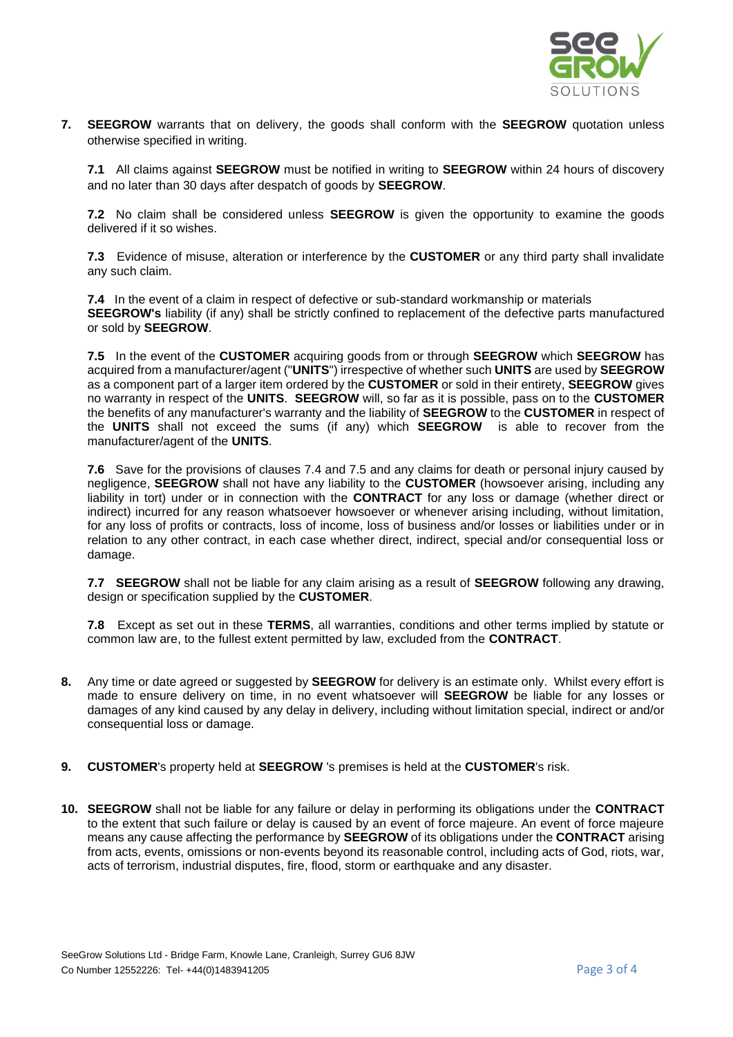**7.** **SEEGROW** warrants that on delivery, the goods shall conform with the **SEEGROW** quotation unless otherwise specified in writing.

**7.1** All claims against **SEEGROW** must be notified in writing to **SEEGROW** within 24 hours of discovery and no later than 30 days after despatch of goods by **SEEGROW**.

**7.2** No claim shall be considered unless **SEEGROW** is given the opportunity to examine the goods delivered if it so wishes.

**7.3** Evidence of misuse, alteration or interference by the **CUSTOMER** or any third party shall invalidate any such claim.

**7.4** In the event of a claim in respect of defective or sub-standard workmanship or materials **SEEGROW's** liability (if any) shall be strictly confined to replacement of the defective parts manufactured or sold by **SEEGROW**.

**7.5** In the event of the **CUSTOMER** acquiring goods from or through **SEEGROW** which **SEEGROW** has acquired from a manufacturer/agent ("**UNITS**") irrespective of whether such **UNITS** are used by **SEEGROW** as a component part of a larger item ordered by the **CUSTOMER** or sold in their entirety, **SEEGROW** gives no warranty in respect of the **UNITS**. **SEEGROW** will, so far as it is possible, pass on to the **CUSTOMER** the benefits of any manufacturer's warranty and the liability of **SEEGROW** to the **CUSTOMER** in respect of the **UNITS** shall not exceed the sums (if any) which **SEEGROW** is able to recover from the manufacturer/agent of the **UNITS**.

**7.6** Save for the provisions of clauses 7.4 and 7.5 and any claims for death or personal injury caused by negligence, **SEEGROW** shall not have any liability to the **CUSTOMER** (howsoever arising, including any liability in tort) under or in connection with the **CONTRACT** for any loss or damage (whether direct or indirect) incurred for any reason whatsoever howsoever or whenever arising including, without limitation, for any loss of profits or contracts, loss of income, loss of business and/or losses or liabilities under or in relation to any other contract, in each case whether direct, indirect, special and/or consequential loss or damage.

**7.7** **SEEGROW** shall not be liable for any claim arising as a result of **SEEGROW** following any drawing, design or specification supplied by the **CUSTOMER**.

**7.8** Except as set out in these **TERMS**, all warranties, conditions and other terms implied by statute or common law are, to the fullest extent permitted by law, excluded from the **CONTRACT**.

**8.** Any time or date agreed or suggested by **SEEGROW** for delivery is an estimate only. Whilst every effort is made to ensure delivery on time, in no event whatsoever will **SEEGROW** be liable for any losses or damages of any kind caused by any delay in delivery, including without limitation special, indirect or and/or consequential loss or damage.

**9.** **CUSTOMER**'s property held at **SEEGROW** 's premises is held at the **CUSTOMER**'s risk.

**10.** **SEEGROW** shall not be liable for any failure or delay in performing its obligations under the **CONTRACT** to the extent that such failure or delay is caused by an event of force majeure. An event of force majeure means any cause affecting the performance by **SEEGROW** of its obligations under the **CONTRACT** arising from acts, events, omissions or non-events beyond its reasonable control, including acts of God, riots, war, acts of terrorism, industrial disputes, fire, flood, storm or earthquake and any disaster.

SeeGrow Solutions Ltd - Bridge Farm, Knowle Lane, Cranleigh, Surrey GU6 8JW
Co Number 12552226: Tel- +44(0)1483941205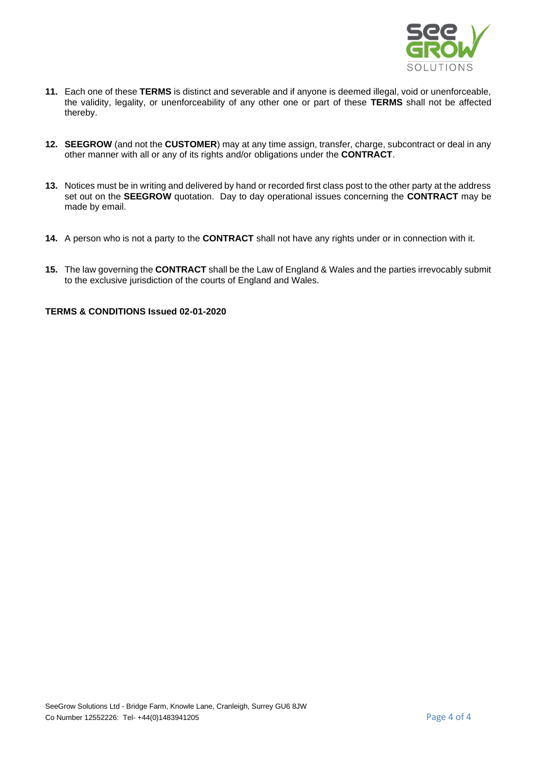11. Each one of these **TERMS** is distinct and severable and if anyone is deemed illegal, void or unenforceable, the validity, legality, or unenforceability of any other one or part of these **TERMS** shall not be affected thereby.

12. **SEEGROW** (and not the **CUSTOMER**) may at any time assign, transfer, charge, subcontract or deal in any other manner with all or any of its rights and/or obligations under the **CONTRACT**.

13. Notices must be in writing and delivered by hand or recorded first class post to the other party at the address set out on the **SEEGROW** quotation. Day to day operational issues concerning the **CONTRACT** may be made by email.

14. A person who is not a party to the **CONTRACT** shall not have any rights under or in connection with it.

15. The law governing the **CONTRACT** shall be the Law of England & Wales and the parties irrevocably submit to the exclusive jurisdiction of the courts of England and Wales.

**TERMS & CONDITIONS Issued 02-01-2020**

SeeGrow Solutions Ltd - Bridge Farm, Knowle Lane, Cranleigh, Surrey GU6 8JW
Co Number 12552226: Tel- +44(0)1483941205